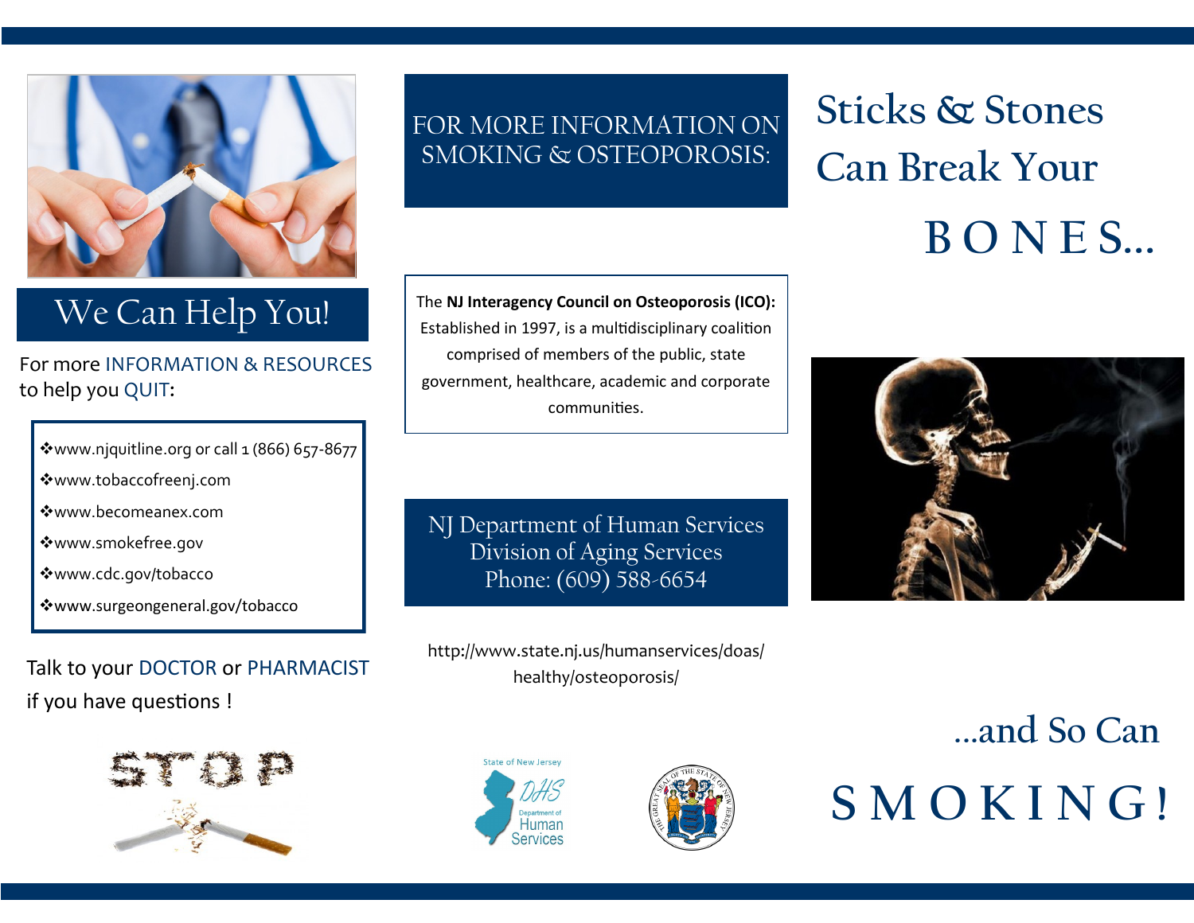# Sticks & Stones Can Break Your BONES...

## ...and So Can SMOKING!

## We Can Help You!

For more INFORMATION & RESOURCES to help you QUIT:

- www.njquitline.org or call 1 (866) 657-8677
- www.tobaccofreenj.com
- www.becomeanex.com
- www.smokefree.gov
- www.cdc.gov/tobacco
- www.surgeongeneral.gov/tobacco

Talk to your DOCTOR or PHARMACIST if you have questions !

## FOR MORE INFORMATION ON SMOKING & OSTEOPOROSIS:

The **NJ Interagency Council on Osteoporosis (ICO):** Established in 1997, is a multidisciplinary coalition comprised of members of the public, state government, healthcare, academic and corporate communities.

**NJ Department of Human Services**
**Division of Aging Services**
**Phone: (609) 588-6654**

http://www.state.nj.us/humanservices/doas/healthy/osteoporosis/

State of New Jersey DHS Department of Human Services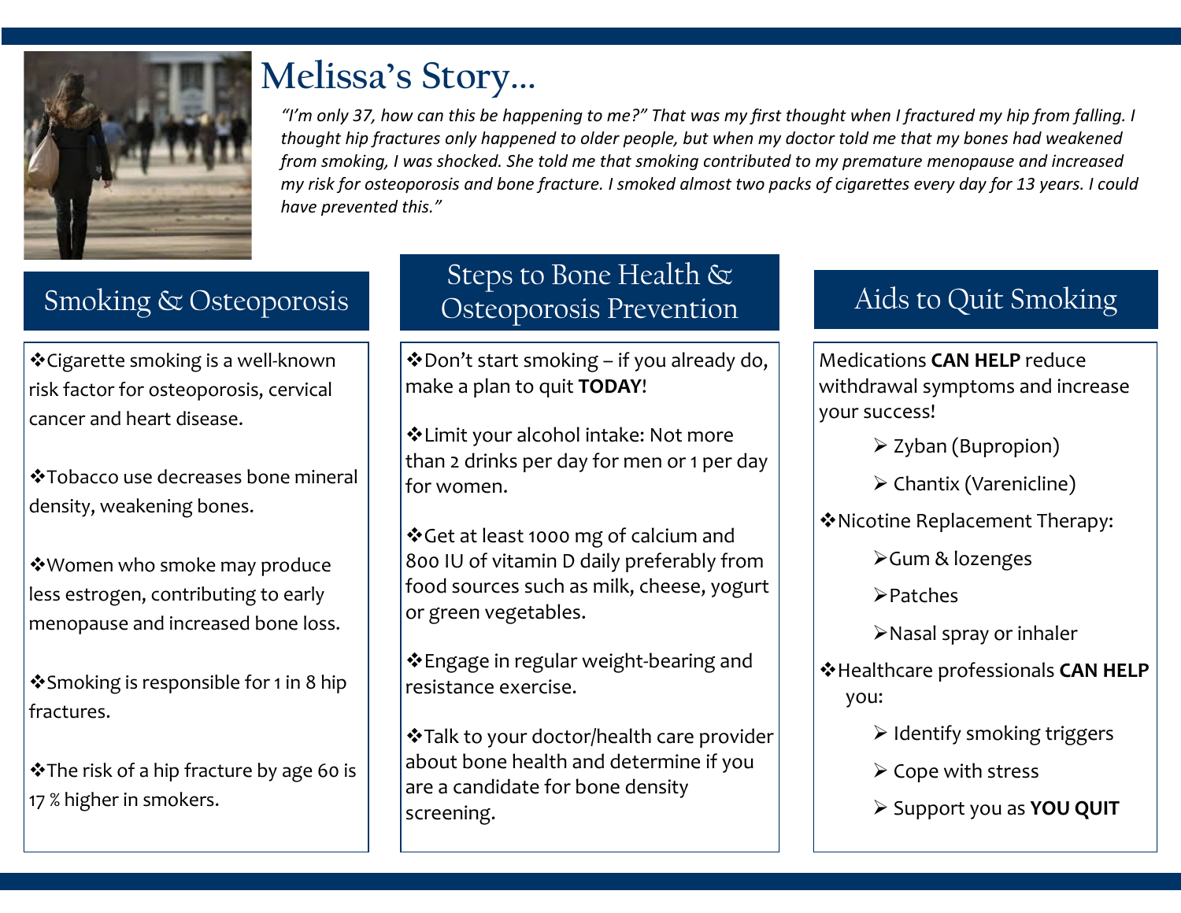# Melissa's Story…

*"I'm only 37, how can this be happening to me?" That was my first thought when I fractured my hip from falling. I thought hip fractures only happened to older people, but when my doctor told me that my bones had weakened from smoking, I was shocked. She told me that smoking contributed to my premature menopause and increased my risk for osteoporosis and bone fracture. I smoked almost two packs of cigarettes every day for 13 years. I could have prevented this."*

## Smoking & Osteoporosis

❖Cigarette smoking is a well-known risk factor for osteoporosis, cervical cancer and heart disease.

❖Tobacco use decreases bone mineral density, weakening bones.

❖Women who smoke may produce less estrogen, contributing to early menopause and increased bone loss.

❖Smoking is responsible for 1 in 8 hip fractures.

❖The risk of a hip fracture by age 60 is 17 % higher in smokers.

## Steps to Bone Health & Osteoporosis Prevention

❖Don't start smoking – if you already do, make a plan to quit **TODAY**!

❖Limit your alcohol intake: Not more than 2 drinks per day for men or 1 per day for women.

❖Get at least 1000 mg of calcium and 800 IU of vitamin D daily preferably from food sources such as milk, cheese, yogurt or green vegetables.

❖Engage in regular weight-bearing and resistance exercise.

❖Talk to your doctor/health care provider about bone health and determine if you are a candidate for bone density screening.

## Aids to Quit Smoking

Medications **CAN HELP** reduce withdrawal symptoms and increase your success!

- Zyban (Bupropion)
- Chantix (Varenicline)

❖Nicotine Replacement Therapy:

- Gum & lozenges
- Patches
- Nasal spray or inhaler

❖Healthcare professionals **CAN HELP** you:

- Identify smoking triggers
- Cope with stress
- Support you as **YOU QUIT**